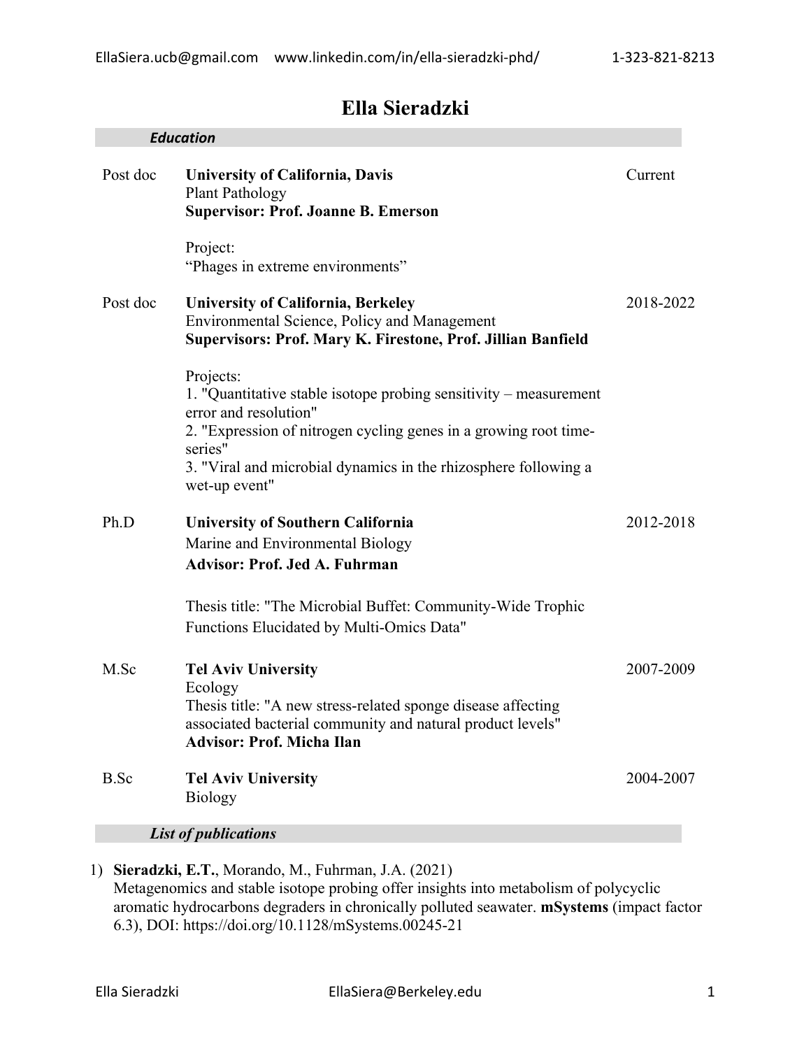EllaSiera.ucb@gmail.com www.linkedin.com/in/ella-sieradzki-phd/ 1-323-821-8213

# Ella Sieradzki

## *Education*

| | | |
|---|---|---|
| Post doc | **University of California, Davis**<br>Plant Pathology<br>**Supervisor: Prof. Joanne B. Emerson**<br><br>Project:<br>"Phages in extreme environments" | Current |
| Post doc | **University of California, Berkeley**<br>Environmental Science, Policy and Management<br>**Supervisors: Prof. Mary K. Firestone, Prof. Jillian Banfield**<br><br>Projects:<br>1. "Quantitative stable isotope probing sensitivity – measurement error and resolution"<br>2. "Expression of nitrogen cycling genes in a growing root time-series"<br>3. "Viral and microbial dynamics in the rhizosphere following a wet-up event" | 2018-2022 |
| Ph.D | **University of Southern California**<br>Marine and Environmental Biology<br>**Advisor: Prof. Jed A. Fuhrman**<br><br>Thesis title: "The Microbial Buffet: Community-Wide Trophic Functions Elucidated by Multi-Omics Data" | 2012-2018 |
| M.Sc | **Tel Aviv University**<br>Ecology<br>Thesis title: "A new stress-related sponge disease affecting associated bacterial community and natural product levels"<br>**Advisor: Prof. Micha Ilan** | 2007-2009 |
| B.Sc | **Tel Aviv University**<br>Biology | 2004-2007 |

## *List of publications*

1) **Sieradzki, E.T.**, Morando, M., Fuhrman, J.A. (2021)
Metagenomics and stable isotope probing offer insights into metabolism of polycyclic aromatic hydrocarbons degraders in chronically polluted seawater. **mSystems** (impact factor 6.3), DOI: https://doi.org/10.1128/mSystems.00245-21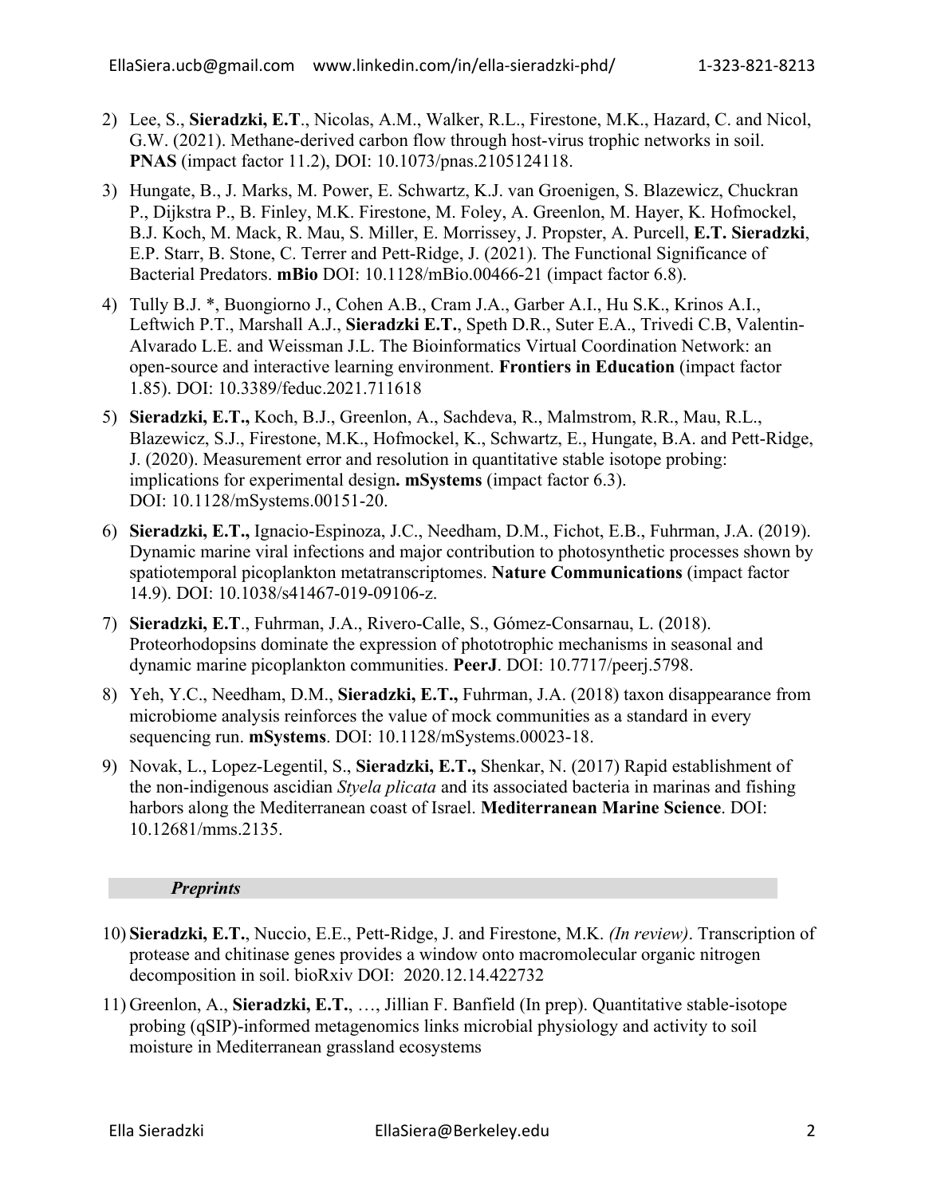2) Lee, S., **Sieradzki, E.T**., Nicolas, A.M., Walker, R.L., Firestone, M.K., Hazard, C. and Nicol, G.W. (2021). Methane-derived carbon flow through host-virus trophic networks in soil. **PNAS** (impact factor 11.2), DOI: 10.1073/pnas.2105124118.

3) Hungate, B., J. Marks, M. Power, E. Schwartz, K.J. van Groenigen, S. Blazewicz, Chuckran P., Dijkstra P., B. Finley, M.K. Firestone, M. Foley, A. Greenlon, M. Hayer, K. Hofmockel, B.J. Koch, M. Mack, R. Mau, S. Miller, E. Morrissey, J. Propster, A. Purcell, **E.T. Sieradzki**, E.P. Starr, B. Stone, C. Terrer and Pett-Ridge, J. (2021). The Functional Significance of Bacterial Predators. **mBio** DOI: 10.1128/mBio.00466-21 (impact factor 6.8).

4) Tully B.J. *, Buongiorno J., Cohen A.B., Cram J.A., Garber A.I., Hu S.K., Krinos A.I., Leftwich P.T., Marshall A.J., **Sieradzki E.T.**, Speth D.R., Suter E.A., Trivedi C.B, Valentin-Alvarado L.E. and Weissman J.L. The Bioinformatics Virtual Coordination Network: an open-source and interactive learning environment. **Frontiers in Education** (impact factor 1.85). DOI: 10.3389/feduc.2021.711618

5) **Sieradzki, E.T.,** Koch, B.J., Greenlon, A., Sachdeva, R., Malmstrom, R.R., Mau, R.L., Blazewicz, S.J., Firestone, M.K., Hofmockel, K., Schwartz, E., Hungate, B.A. and Pett-Ridge, J. (2020). Measurement error and resolution in quantitative stable isotope probing: implications for experimental design**. mSystems** (impact factor 6.3). DOI: 10.1128/mSystems.00151-20.

6) **Sieradzki, E.T.,** Ignacio-Espinoza, J.C., Needham, D.M., Fichot, E.B., Fuhrman, J.A. (2019). Dynamic marine viral infections and major contribution to photosynthetic processes shown by spatiotemporal picoplankton metatranscriptomes. **Nature Communications** (impact factor 14.9). DOI: 10.1038/s41467-019-09106-z.

7) **Sieradzki, E.T**., Fuhrman, J.A., Rivero-Calle, S., Gómez-Consarnau, L. (2018). Proteorhodopsins dominate the expression of phototrophic mechanisms in seasonal and dynamic marine picoplankton communities. **PeerJ**. DOI: 10.7717/peerj.5798.

8) Yeh, Y.C., Needham, D.M., **Sieradzki, E.T.,** Fuhrman, J.A. (2018) taxon disappearance from microbiome analysis reinforces the value of mock communities as a standard in every sequencing run. **mSystems**. DOI: 10.1128/mSystems.00023-18.

9) Novak, L., Lopez-Legentil, S., **Sieradzki, E.T.,** Shenkar, N. (2017) Rapid establishment of the non-indigenous ascidian *Styela plicata* and its associated bacteria in marinas and fishing harbors along the Mediterranean coast of Israel. **Mediterranean Marine Science**. DOI: 10.12681/mms.2135.

### ***Preprints***

10) **Sieradzki, E.T.**, Nuccio, E.E., Pett-Ridge, J. and Firestone, M.K. *(In review)*. Transcription of protease and chitinase genes provides a window onto macromolecular organic nitrogen decomposition in soil. bioRxiv DOI: 2020.12.14.422732

11) Greenlon, A., **Sieradzki, E.T.**, …, Jillian F. Banfield (In prep). Quantitative stable-isotope probing (qSIP)-informed metagenomics links microbial physiology and activity to soil moisture in Mediterranean grassland ecosystems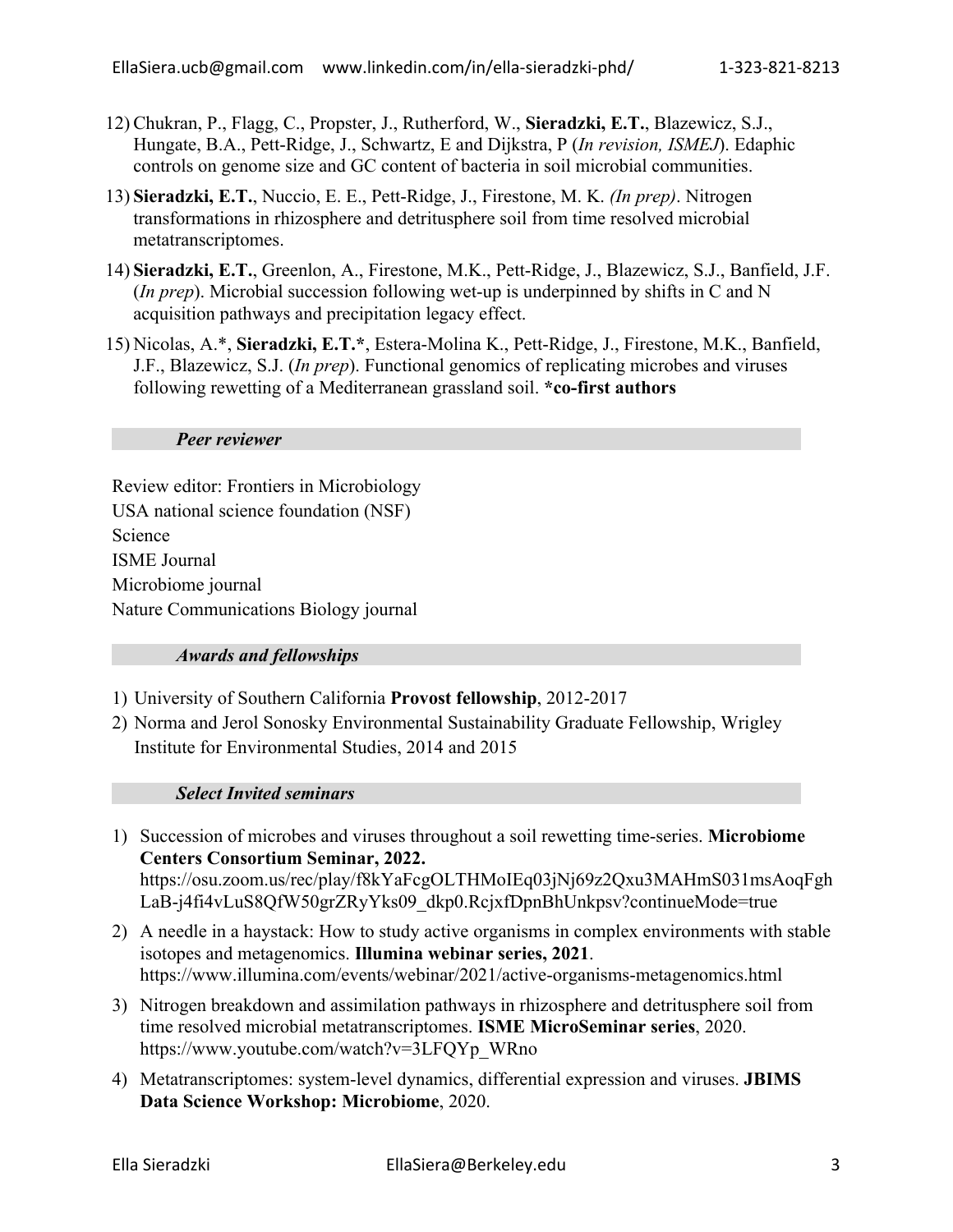12) Chukran, P., Flagg, C., Propster, J., Rutherford, W., **Sieradzki, E.T.**, Blazewicz, S.J., Hungate, B.A., Pett-Ridge, J., Schwartz, E and Dijkstra, P (*In revision, ISMEJ*). Edaphic controls on genome size and GC content of bacteria in soil microbial communities.

13) **Sieradzki, E.T.**, Nuccio, E. E., Pett-Ridge, J., Firestone, M. K. *(In prep)*. Nitrogen transformations in rhizosphere and detritusphere soil from time resolved microbial metatranscriptomes.

14) **Sieradzki, E.T.**, Greenlon, A., Firestone, M.K., Pett-Ridge, J., Blazewicz, S.J., Banfield, J.F. (*In prep*). Microbial succession following wet-up is underpinned by shifts in C and N acquisition pathways and precipitation legacy effect.

15) Nicolas, A.*, **Sieradzki, E.T.***, Estera-Molina K., Pett-Ridge, J., Firestone, M.K., Banfield, J.F., Blazewicz, S.J. (*In prep*). Functional genomics of replicating microbes and viruses following rewetting of a Mediterranean grassland soil. ***co-first authors**

### *Peer reviewer*

Review editor: Frontiers in Microbiology

USA national science foundation (NSF)

Science

ISME Journal

Microbiome journal

Nature Communications Biology journal

### *Awards and fellowships*

1) University of Southern California **Provost fellowship**, 2012-2017
2) Norma and Jerol Sonosky Environmental Sustainability Graduate Fellowship, Wrigley Institute for Environmental Studies, 2014 and 2015

### *Select Invited seminars*

1) Succession of microbes and viruses throughout a soil rewetting time-series. **Microbiome Centers Consortium Seminar, 2022.** https://osu.zoom.us/rec/play/f8kYaFcgOLTHMoIEq03jNj69z2Qxu3MAHmS031msAoqFghLaB-j4fi4vLuS8QfW50grZRyYks09_dkp0.RcjxfDpnBhUnkpsv?continueMode=true
2) A needle in a haystack: How to study active organisms in complex environments with stable isotopes and metagenomics. **Illumina webinar series, 2021**. https://www.illumina.com/events/webinar/2021/active-organisms-metagenomics.html
3) Nitrogen breakdown and assimilation pathways in rhizosphere and detritusphere soil from time resolved microbial metatranscriptomes. **ISME MicroSeminar series**, 2020. https://www.youtube.com/watch?v=3LFQYp_WRno
4) Metatranscriptomes: system-level dynamics, differential expression and viruses. **JBIMS Data Science Workshop: Microbiome**, 2020.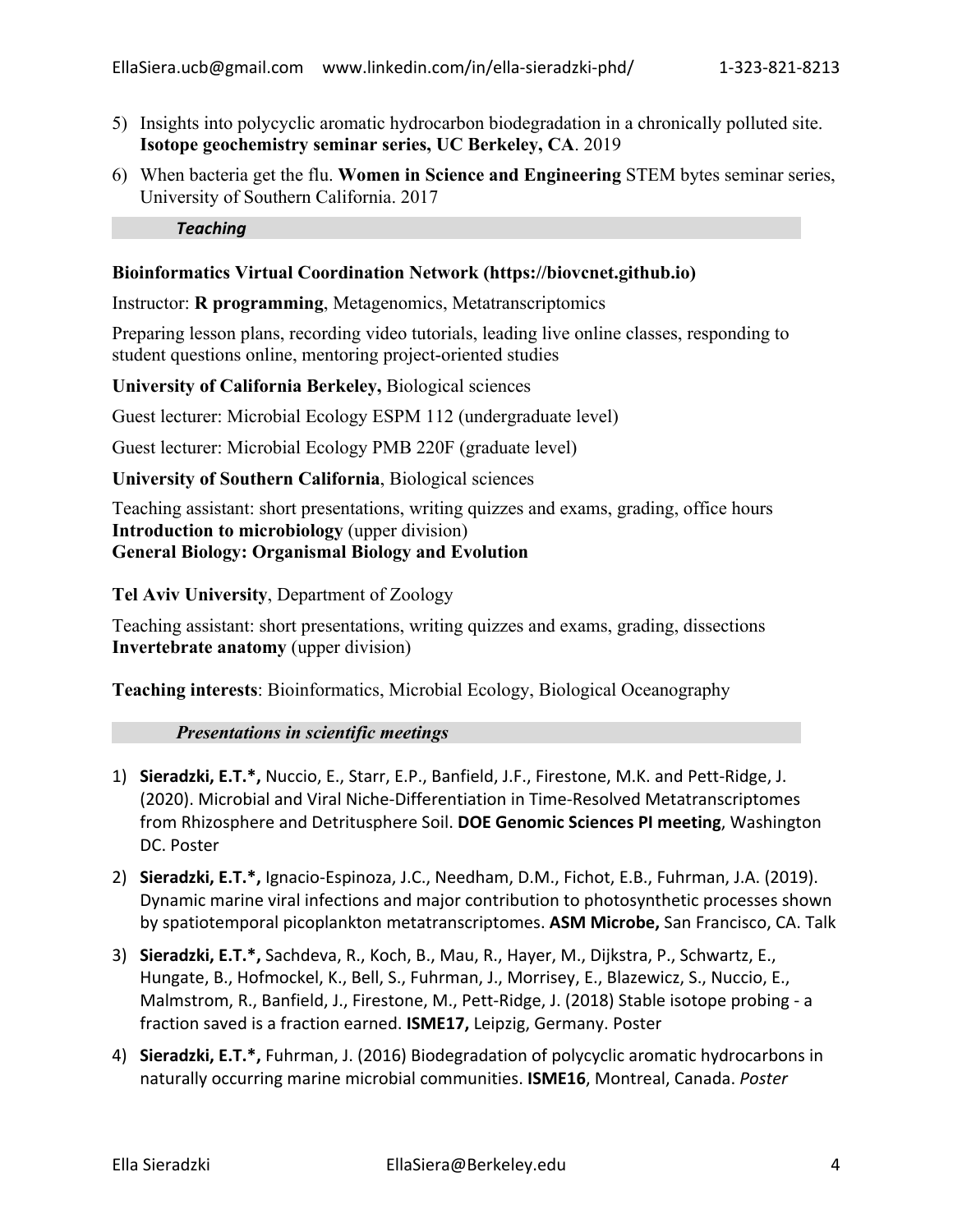5) Insights into polycyclic aromatic hydrocarbon biodegradation in a chronically polluted site. **Isotope geochemistry seminar series, UC Berkeley, CA**. 2019
6) When bacteria get the flu. **Women in Science and Engineering** STEM bytes seminar series, University of Southern California. 2017

## *Teaching*

**Bioinformatics Virtual Coordination Network (https://biovcnet.github.io)**

Instructor: **R programming**, Metagenomics, Metatranscriptomics

Preparing lesson plans, recording video tutorials, leading live online classes, responding to student questions online, mentoring project-oriented studies

**University of California Berkeley,** Biological sciences

Guest lecturer: Microbial Ecology ESPM 112 (undergraduate level)

Guest lecturer: Microbial Ecology PMB 220F (graduate level)

**University of Southern California**, Biological sciences

Teaching assistant: short presentations, writing quizzes and exams, grading, office hours
**Introduction to microbiology** (upper division)
**General Biology: Organismal Biology and Evolution**

**Tel Aviv University**, Department of Zoology

Teaching assistant: short presentations, writing quizzes and exams, grading, dissections
**Invertebrate anatomy** (upper division)

**Teaching interests**: Bioinformatics, Microbial Ecology, Biological Oceanography

## *Presentations in scientific meetings*

1) **Sieradzki, E.T.\*,** Nuccio, E., Starr, E.P., Banfield, J.F., Firestone, M.K. and Pett-Ridge, J. (2020). Microbial and Viral Niche-Differentiation in Time-Resolved Metatranscriptomes from Rhizosphere and Detritusphere Soil. **DOE Genomic Sciences PI meeting**, Washington DC. Poster
2) **Sieradzki, E.T.\*,** Ignacio-Espinoza, J.C., Needham, D.M., Fichot, E.B., Fuhrman, J.A. (2019). Dynamic marine viral infections and major contribution to photosynthetic processes shown by spatiotemporal picoplankton metatranscriptomes. **ASM Microbe,** San Francisco, CA. Talk
3) **Sieradzki, E.T.\*,** Sachdeva, R., Koch, B., Mau, R., Hayer, M., Dijkstra, P., Schwartz, E., Hungate, B., Hofmockel, K., Bell, S., Fuhrman, J., Morrisey, E., Blazewicz, S., Nuccio, E., Malmstrom, R., Banfield, J., Firestone, M., Pett-Ridge, J. (2018) Stable isotope probing - a fraction saved is a fraction earned. **ISME17,** Leipzig, Germany. Poster
4) **Sieradzki, E.T.\*,** Fuhrman, J. (2016) Biodegradation of polycyclic aromatic hydrocarbons in naturally occurring marine microbial communities. **ISME16**, Montreal, Canada. *Poster*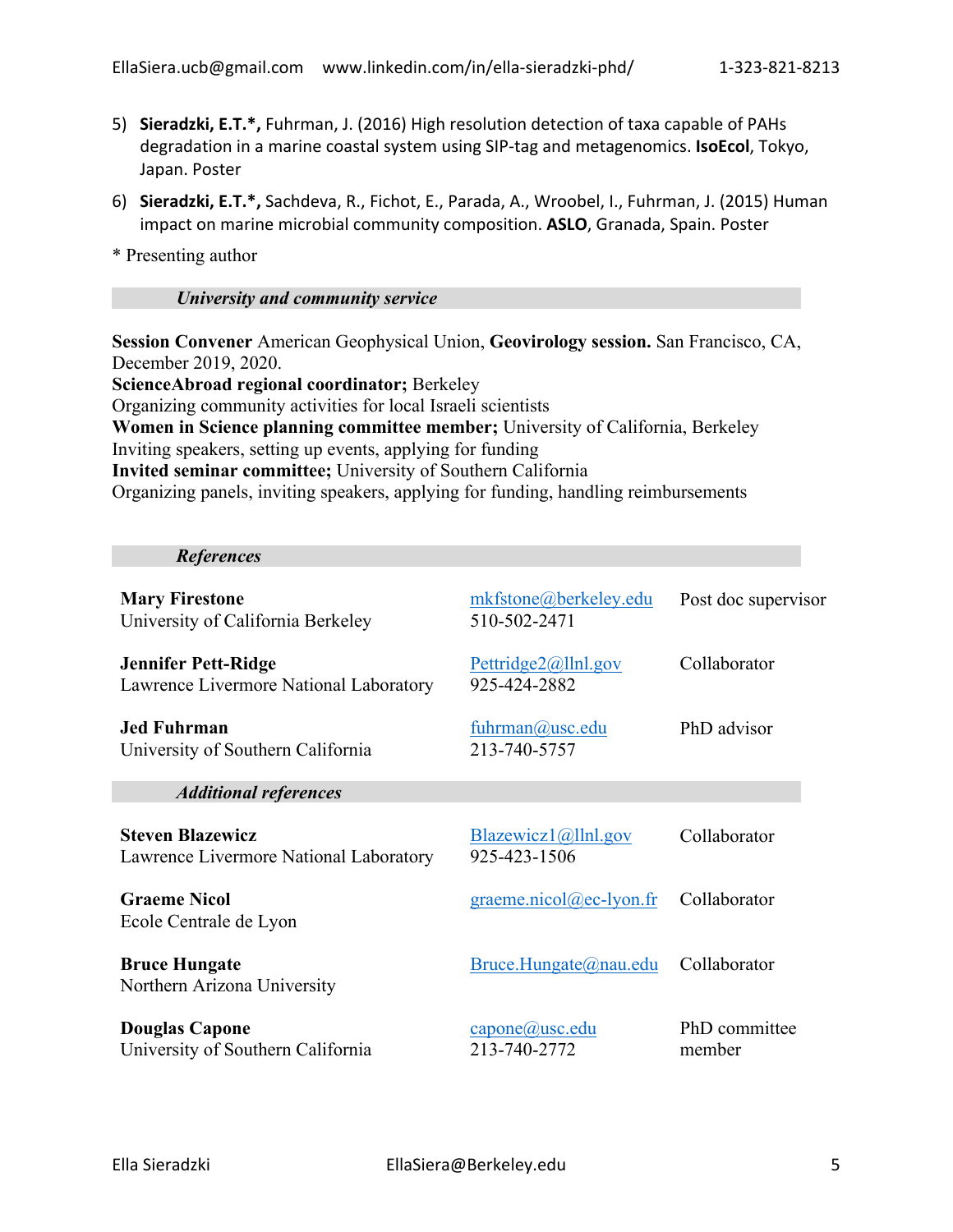5) **Sieradzki, E.T.\*,** Fuhrman, J. (2016) High resolution detection of taxa capable of PAHs degradation in a marine coastal system using SIP-tag and metagenomics. **IsoEcol**, Tokyo, Japan. Poster

6) **Sieradzki, E.T.\*,** Sachdeva, R., Fichot, E., Parada, A., Wroobel, I., Fuhrman, J. (2015) Human impact on marine microbial community composition. **ASLO**, Granada, Spain. Poster

\* Presenting author

## *University and community service*

**Session Convener** American Geophysical Union, **Geovirology session.** San Francisco, CA, December 2019, 2020.
**ScienceAbroad regional coordinator;** Berkeley
Organizing community activities for local Israeli scientists
**Women in Science planning committee member;** University of California, Berkeley
Inviting speakers, setting up events, applying for funding
**Invited seminar committee;** University of Southern California
Organizing panels, inviting speakers, applying for funding, handling reimbursements

## *References*

| Name / Institution | Contact | Role |
|---|---|---|
| **Mary Firestone**<br>University of California Berkeley | mkfstone@berkeley.edu<br>510-502-2471 | Post doc supervisor |
| **Jennifer Pett-Ridge**<br>Lawrence Livermore National Laboratory | Pettridge2@llnl.gov<br>925-424-2882 | Collaborator |
| **Jed Fuhrman**<br>University of Southern California | fuhrman@usc.edu<br>213-740-5757 | PhD advisor |

## *Additional references*

| Name / Institution | Contact | Role |
|---|---|---|
| **Steven Blazewicz**<br>Lawrence Livermore National Laboratory | Blazewicz1@llnl.gov<br>925-423-1506 | Collaborator |
| **Graeme Nicol**<br>Ecole Centrale de Lyon | graeme.nicol@ec-lyon.fr | Collaborator |
| **Bruce Hungate**<br>Northern Arizona University | Bruce.Hungate@nau.edu | Collaborator |
| **Douglas Capone**<br>University of Southern California | capone@usc.edu<br>213-740-2772 | PhD committee member |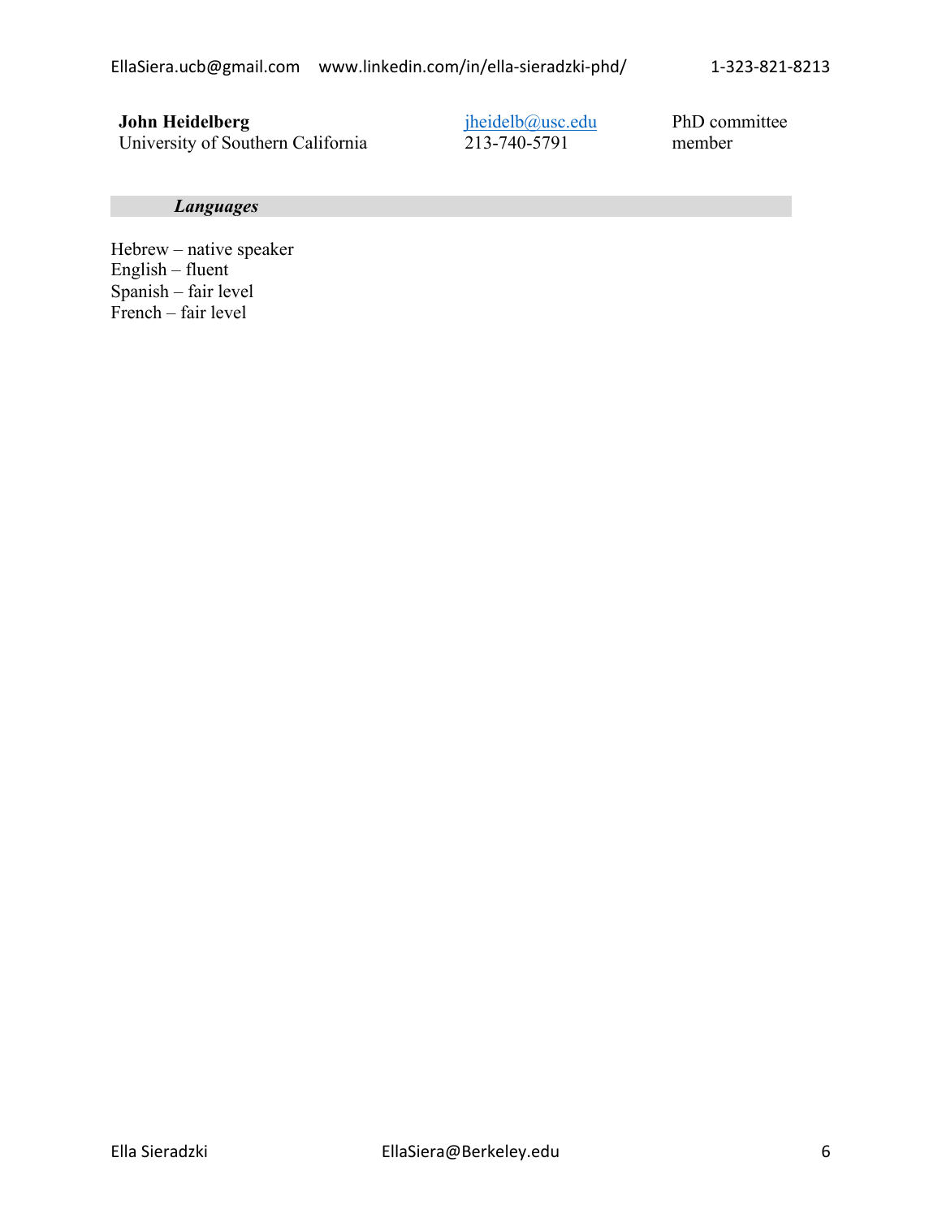| | | |
|---|---|---|
| **John Heidelberg**<br>University of Southern California | jheidelb@usc.edu<br>213-740-5791 | PhD committee member |

## *Languages*

Hebrew – native speaker
English – fluent
Spanish – fair level
French – fair level